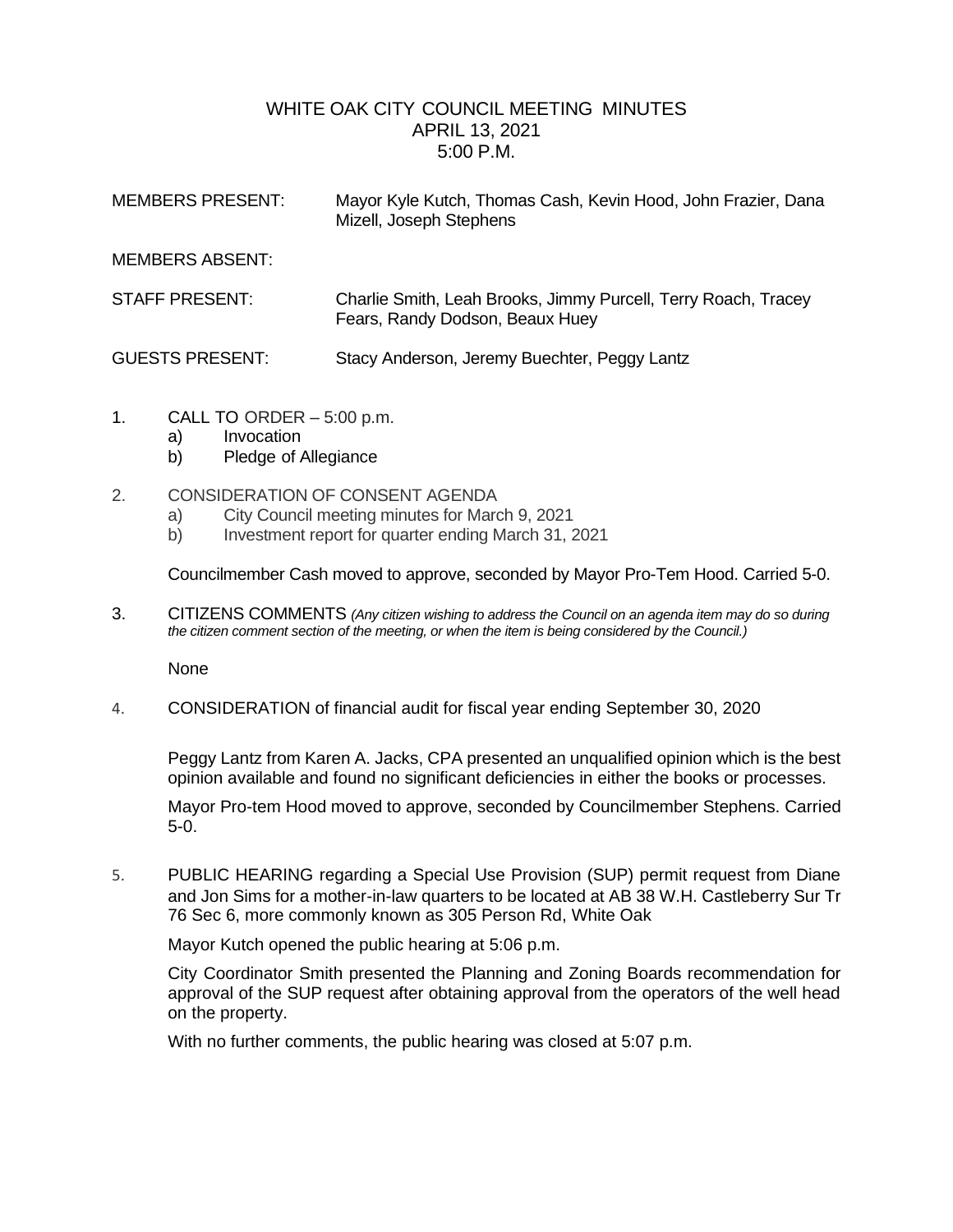# WHITE OAK CITY COUNCIL MEETING MINUTES
## APRIL 13, 2021
## 5:00 P.M.

MEMBERS PRESENT: Mayor Kyle Kutch, Thomas Cash, Kevin Hood, John Frazier, Dana Mizell, Joseph Stephens

MEMBERS ABSENT:

STAFF PRESENT: Charlie Smith, Leah Brooks, Jimmy Purcell, Terry Roach, Tracey Fears, Randy Dodson, Beaux Huey

GUESTS PRESENT: Stacy Anderson, Jeremy Buechter, Peggy Lantz

1. CALL TO ORDER – 5:00 p.m.
   a) Invocation
   b) Pledge of Allegiance

2. CONSIDERATION OF CONSENT AGENDA
   a) City Council meeting minutes for March 9, 2021
   b) Investment report for quarter ending March 31, 2021

   Councilmember Cash moved to approve, seconded by Mayor Pro-Tem Hood. Carried 5-0.

3. CITIZENS COMMENTS *(Any citizen wishing to address the Council on an agenda item may do so during the citizen comment section of the meeting, or when the item is being considered by the Council.)*

   None

4. CONSIDERATION of financial audit for fiscal year ending September 30, 2020

   Peggy Lantz from Karen A. Jacks, CPA presented an unqualified opinion which is the best opinion available and found no significant deficiencies in either the books or processes.

   Mayor Pro-tem Hood moved to approve, seconded by Councilmember Stephens. Carried 5-0.

5. PUBLIC HEARING regarding a Special Use Provision (SUP) permit request from Diane and Jon Sims for a mother-in-law quarters to be located at AB 38 W.H. Castleberry Sur Tr 76 Sec 6, more commonly known as 305 Person Rd, White Oak

   Mayor Kutch opened the public hearing at 5:06 p.m.

   City Coordinator Smith presented the Planning and Zoning Boards recommendation for approval of the SUP request after obtaining approval from the operators of the well head on the property.

   With no further comments, the public hearing was closed at 5:07 p.m.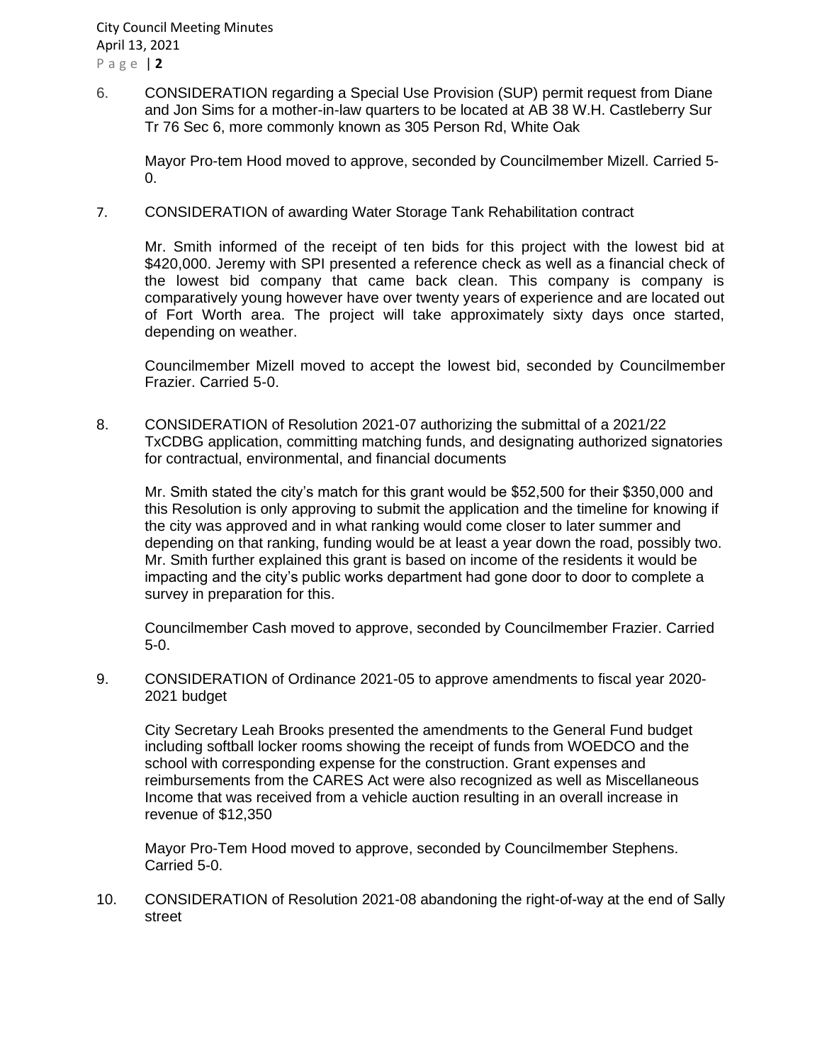6. CONSIDERATION regarding a Special Use Provision (SUP) permit request from Diane and Jon Sims for a mother-in-law quarters to be located at AB 38 W.H. Castleberry Sur Tr 76 Sec 6, more commonly known as 305 Person Rd, White Oak

   Mayor Pro-tem Hood moved to approve, seconded by Councilmember Mizell. Carried 5-0.

7. CONSIDERATION of awarding Water Storage Tank Rehabilitation contract

   Mr. Smith informed of the receipt of ten bids for this project with the lowest bid at $420,000. Jeremy with SPI presented a reference check as well as a financial check of the lowest bid company that came back clean. This company is company is comparatively young however have over twenty years of experience and are located out of Fort Worth area. The project will take approximately sixty days once started, depending on weather.

   Councilmember Mizell moved to accept the lowest bid, seconded by Councilmember Frazier. Carried 5-0.

8. CONSIDERATION of Resolution 2021-07 authorizing the submittal of a 2021/22 TxCDBG application, committing matching funds, and designating authorized signatories for contractual, environmental, and financial documents

   Mr. Smith stated the city's match for this grant would be $52,500 for their $350,000 and this Resolution is only approving to submit the application and the timeline for knowing if the city was approved and in what ranking would come closer to later summer and depending on that ranking, funding would be at least a year down the road, possibly two. Mr. Smith further explained this grant is based on income of the residents it would be impacting and the city's public works department had gone door to door to complete a survey in preparation for this.

   Councilmember Cash moved to approve, seconded by Councilmember Frazier. Carried 5-0.

9. CONSIDERATION of Ordinance 2021-05 to approve amendments to fiscal year 2020-2021 budget

   City Secretary Leah Brooks presented the amendments to the General Fund budget including softball locker rooms showing the receipt of funds from WOEDCO and the school with corresponding expense for the construction. Grant expenses and reimbursements from the CARES Act were also recognized as well as Miscellaneous Income that was received from a vehicle auction resulting in an overall increase in revenue of $12,350

   Mayor Pro-Tem Hood moved to approve, seconded by Councilmember Stephens. Carried 5-0.

10. CONSIDERATION of Resolution 2021-08 abandoning the right-of-way at the end of Sally street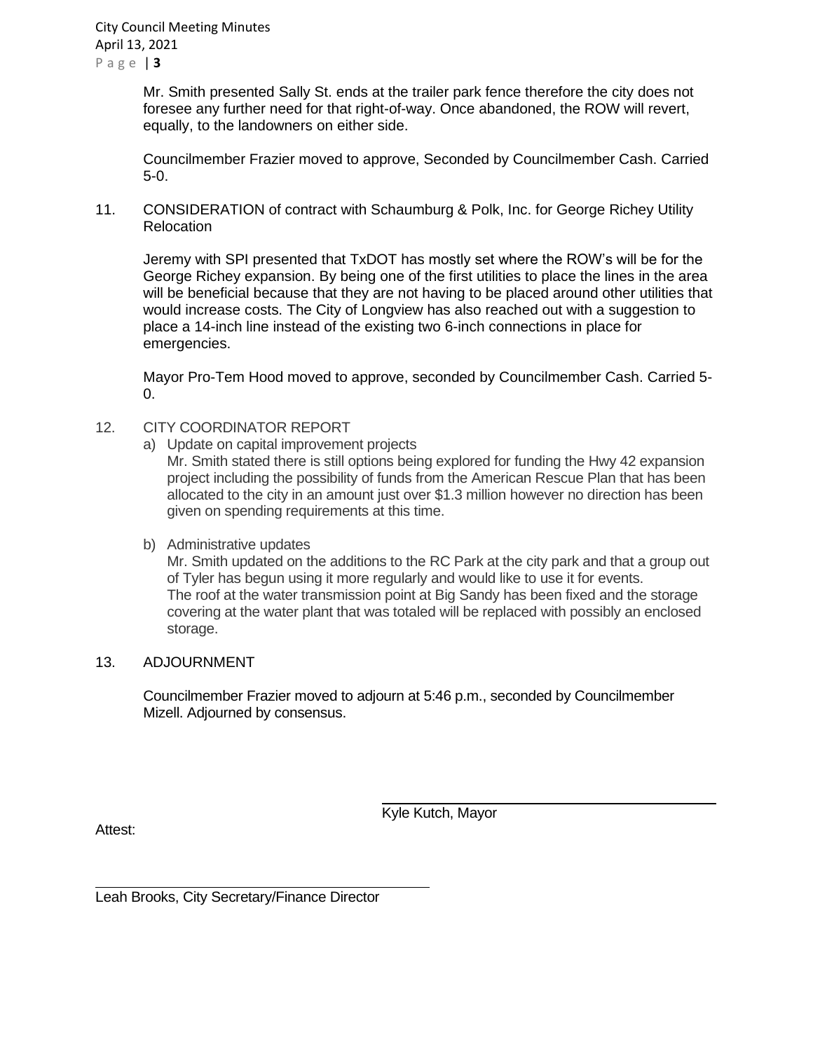Mr. Smith presented Sally St. ends at the trailer park fence therefore the city does not foresee any further need for that right-of-way. Once abandoned, the ROW will revert, equally, to the landowners on either side.

Councilmember Frazier moved to approve, Seconded by Councilmember Cash. Carried 5-0.

11. CONSIDERATION of contract with Schaumburg & Polk, Inc. for George Richey Utility Relocation

Jeremy with SPI presented that TxDOT has mostly set where the ROW's will be for the George Richey expansion. By being one of the first utilities to place the lines in the area will be beneficial because that they are not having to be placed around other utilities that would increase costs. The City of Longview has also reached out with a suggestion to place a 14-inch line instead of the existing two 6-inch connections in place for emergencies.

Mayor Pro-Tem Hood moved to approve, seconded by Councilmember Cash. Carried 5-0.

12. CITY COORDINATOR REPORT

a) Update on capital improvement projects
Mr. Smith stated there is still options being explored for funding the Hwy 42 expansion project including the possibility of funds from the American Rescue Plan that has been allocated to the city in an amount just over $1.3 million however no direction has been given on spending requirements at this time.

b) Administrative updates
Mr. Smith updated on the additions to the RC Park at the city park and that a group out of Tyler has begun using it more regularly and would like to use it for events.
The roof at the water transmission point at Big Sandy has been fixed and the storage covering at the water plant that was totaled will be replaced with possibly an enclosed storage.

13. ADJOURNMENT

Councilmember Frazier moved to adjourn at 5:46 p.m., seconded by Councilmember Mizell. Adjourned by consensus.

Kyle Kutch, Mayor

Attest:

Leah Brooks, City Secretary/Finance Director